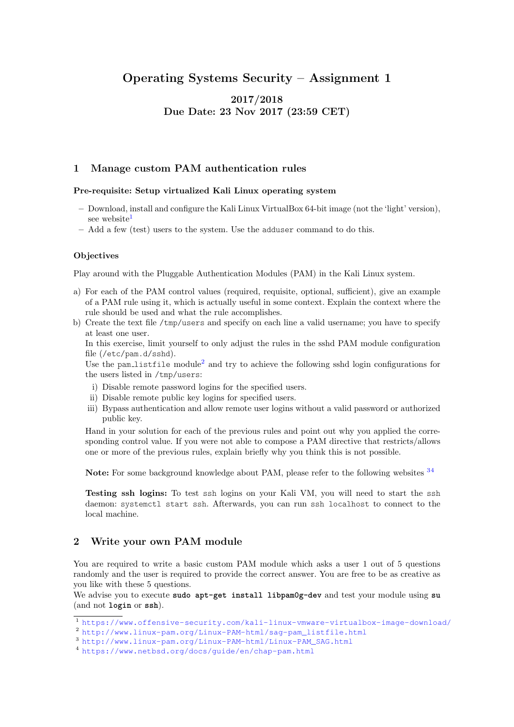# Operating Systems Security – Assignment 1

**2017/2018**
**Due Date: 23 Nov 2017 (23:59 CET)**

## 1 Manage custom PAM authentication rules

**Pre-requisite: Setup virtualized Kali Linux operating system**

- Download, install and configure the Kali Linux VirtualBox 64-bit image (not the 'light' version), see website[1]
- Add a few (test) users to the system. Use the `adduser` command to do this.

**Objectives**

Play around with the Pluggable Authentication Modules (PAM) in the Kali Linux system.

a) For each of the PAM control values (required, requisite, optional, sufficient), give an example of a PAM rule using it, which is actually useful in some context. Explain the context where the rule should be used and what the rule accomplishes.

b) Create the text file `/tmp/users` and specify on each line a valid username; you have to specify at least one user.
In this exercise, limit yourself to only adjust the rules in the sshd PAM module configuration file (`/etc/pam.d/sshd`).
Use the `pam_listfile` module[2] and try to achieve the following sshd login configurations for the users listed in `/tmp/users`:

   i) Disable remote password logins for the specified users.
   ii) Disable remote public key logins for specified users.
   iii) Bypass authentication and allow remote user logins without a valid password or authorized public key.

   Hand in your solution for each of the previous rules and point out why you applied the corresponding control value. If you were not able to compose a PAM directive that restricts/allows one or more of the previous rules, explain briefly why you think this is not possible.

   **Note:** For some background knowledge about PAM, please refer to the following websites [3,4]

   **Testing ssh logins:** To test `ssh` logins on your Kali VM, you will need to start the `ssh` daemon: `systemctl start ssh`. Afterwards, you can run `ssh localhost` to connect to the local machine.

## 2 Write your own PAM module

You are required to write a basic custom PAM module which asks a user 1 out of 5 questions randomly and the user is required to provide the correct answer. You are free to be as creative as you like with these 5 questions.
We advise you to execute **`sudo apt-get install libpam0g-dev`** and test your module using **`su`** (and not **`login`** or **`ssh`**).

---

[1] https://www.offensive-security.com/kali-linux-vmware-virtualbox-image-download/
[2] http://www.linux-pam.org/Linux-PAM-html/sag-pam_listfile.html
[3] http://www.linux-pam.org/Linux-PAM-html/Linux-PAM_SAG.html
[4] https://www.netbsd.org/docs/guide/en/chap-pam.html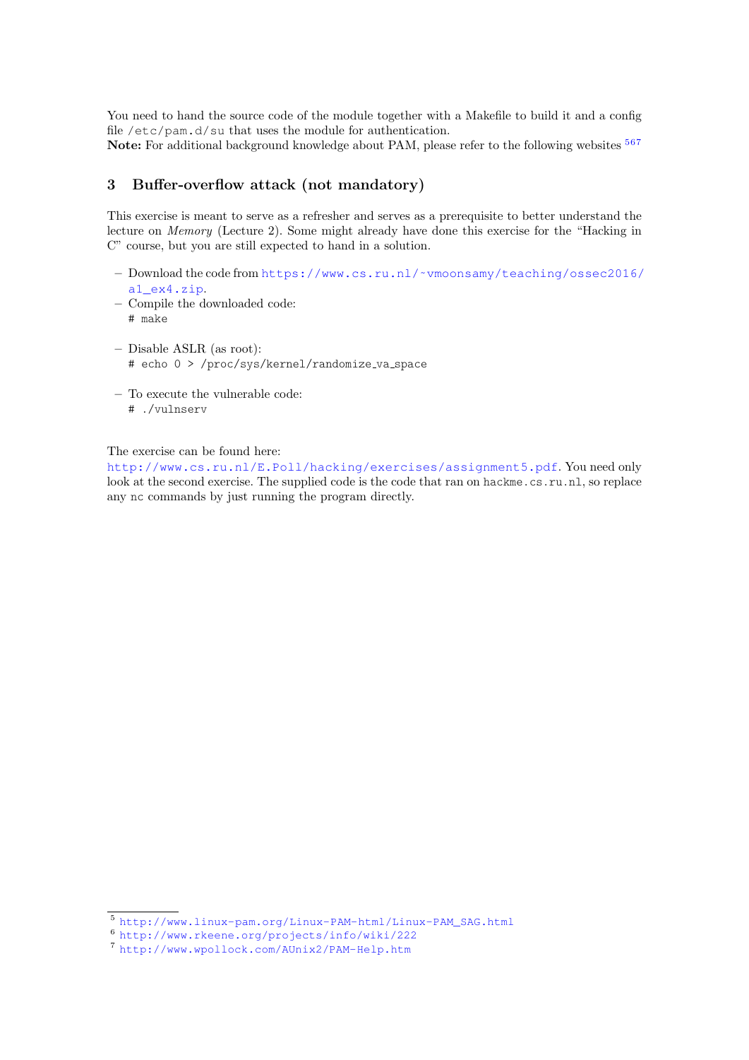You need to hand the source code of the module together with a Makefile to build it and a config file /etc/pam.d/su that uses the module for authentication.
**Note:** For additional background knowledge about PAM, please refer to the following websites [5][6][7]

## 3 Buffer-overflow attack (not mandatory)

This exercise is meant to serve as a refresher and serves as a prerequisite to better understand the lecture on *Memory* (Lecture 2). Some might already have done this exercise for the "Hacking in C" course, but you are still expected to hand in a solution.

- Download the code from https://www.cs.ru.nl/~vmoonsamy/teaching/ossec2016/a1_ex4.zip.
- Compile the downloaded code:
  ```
  # make
  ```
- Disable ASLR (as root):
  ```
  # echo 0 > /proc/sys/kernel/randomize_va_space
  ```
- To execute the vulnerable code:
  ```
  # ./vulnserv
  ```

The exercise can be found here:
http://www.cs.ru.nl/E.Poll/hacking/exercises/assignment5.pdf. You need only look at the second exercise. The supplied code is the code that ran on hackme.cs.ru.nl, so replace any nc commands by just running the program directly.

---

[5] http://www.linux-pam.org/Linux-PAM-html/Linux-PAM_SAG.html
[6] http://www.rkeene.org/projects/info/wiki/222
[7] http://www.wpollock.com/AUnix2/PAM-Help.htm